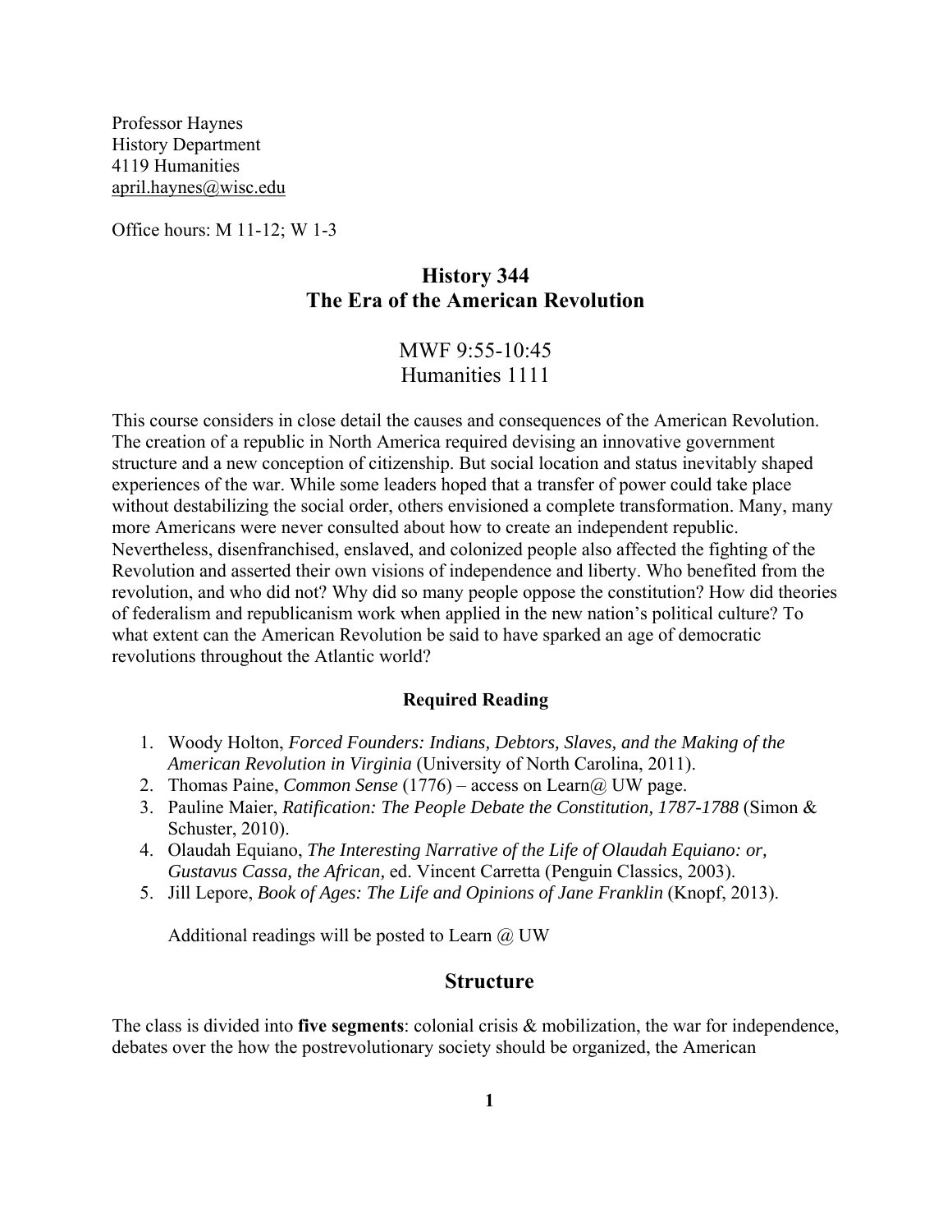Professor Haynes
History Department
4119 Humanities
april.haynes@wisc.edu

Office hours: M 11-12; W 1-3

# History 344
# The Era of the American Revolution

MWF 9:55-10:45
Humanities 1111

This course considers in close detail the causes and consequences of the American Revolution. The creation of a republic in North America required devising an innovative government structure and a new conception of citizenship. But social location and status inevitably shaped experiences of the war. While some leaders hoped that a transfer of power could take place without destabilizing the social order, others envisioned a complete transformation. Many, many more Americans were never consulted about how to create an independent republic. Nevertheless, disenfranchised, enslaved, and colonized people also affected the fighting of the Revolution and asserted their own visions of independence and liberty. Who benefited from the revolution, and who did not? Why did so many people oppose the constitution? How did theories of federalism and republicanism work when applied in the new nation's political culture? To what extent can the American Revolution be said to have sparked an age of democratic revolutions throughout the Atlantic world?

### Required Reading

1. Woody Holton, *Forced Founders: Indians, Debtors, Slaves, and the Making of the American Revolution in Virginia* (University of North Carolina, 2011).
2. Thomas Paine, *Common Sense* (1776) – access on Learn@ UW page.
3. Pauline Maier, *Ratification: The People Debate the Constitution, 1787-1788* (Simon & Schuster, 2010).
4. Olaudah Equiano, *The Interesting Narrative of the Life of Olaudah Equiano: or, Gustavus Cassa, the African,* ed. Vincent Carretta (Penguin Classics, 2003).
5. Jill Lepore, *Book of Ages: The Life and Opinions of Jane Franklin* (Knopf, 2013).

Additional readings will be posted to Learn @ UW

## Structure

The class is divided into **five segments**: colonial crisis & mobilization, the war for independence, debates over the how the postrevolutionary society should be organized, the American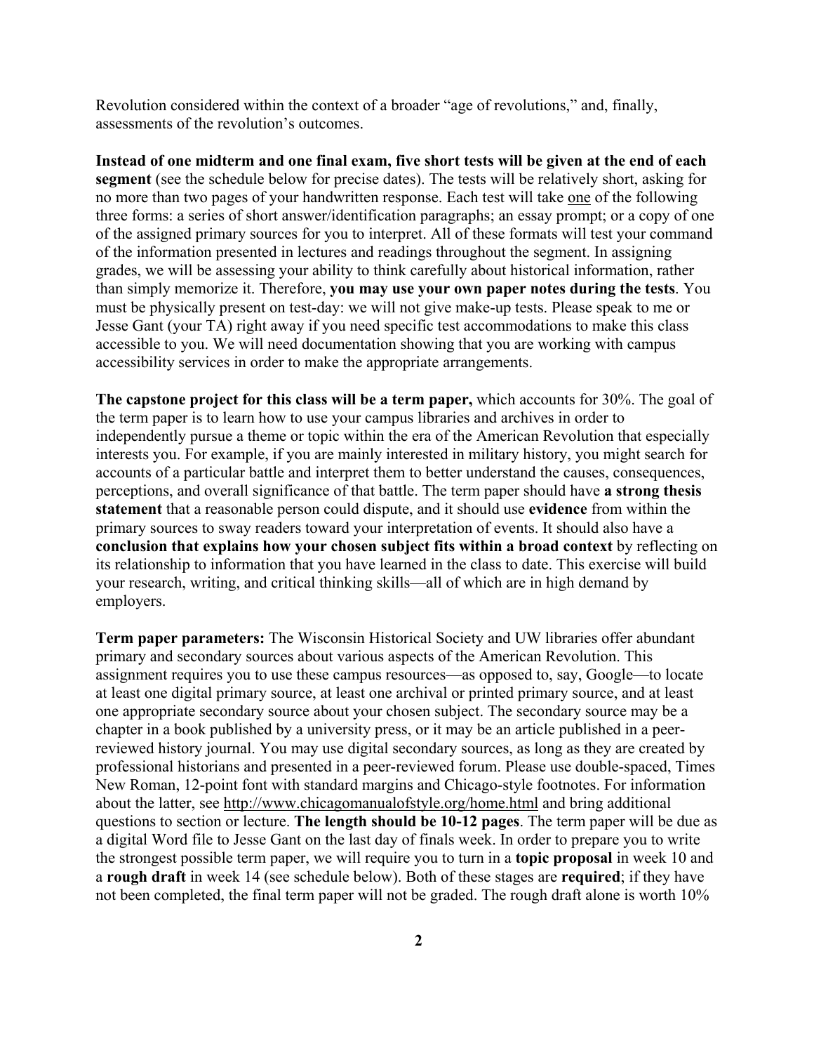Revolution considered within the context of a broader "age of revolutions," and, finally, assessments of the revolution's outcomes.

**Instead of one midterm and one final exam, five short tests will be given at the end of each segment** (see the schedule below for precise dates). The tests will be relatively short, asking for no more than two pages of your handwritten response. Each test will take one of the following three forms: a series of short answer/identification paragraphs; an essay prompt; or a copy of one of the assigned primary sources for you to interpret. All of these formats will test your command of the information presented in lectures and readings throughout the segment. In assigning grades, we will be assessing your ability to think carefully about historical information, rather than simply memorize it. Therefore, **you may use your own paper notes during the tests**. You must be physically present on test-day: we will not give make-up tests. Please speak to me or Jesse Gant (your TA) right away if you need specific test accommodations to make this class accessible to you. We will need documentation showing that you are working with campus accessibility services in order to make the appropriate arrangements.

**The capstone project for this class will be a term paper,** which accounts for 30%. The goal of the term paper is to learn how to use your campus libraries and archives in order to independently pursue a theme or topic within the era of the American Revolution that especially interests you. For example, if you are mainly interested in military history, you might search for accounts of a particular battle and interpret them to better understand the causes, consequences, perceptions, and overall significance of that battle. The term paper should have **a strong thesis statement** that a reasonable person could dispute, and it should use **evidence** from within the primary sources to sway readers toward your interpretation of events. It should also have a **conclusion that explains how your chosen subject fits within a broad context** by reflecting on its relationship to information that you have learned in the class to date. This exercise will build your research, writing, and critical thinking skills—all of which are in high demand by employers.

**Term paper parameters:** The Wisconsin Historical Society and UW libraries offer abundant primary and secondary sources about various aspects of the American Revolution. This assignment requires you to use these campus resources—as opposed to, say, Google—to locate at least one digital primary source, at least one archival or printed primary source, and at least one appropriate secondary source about your chosen subject. The secondary source may be a chapter in a book published by a university press, or it may be an article published in a peer-reviewed history journal. You may use digital secondary sources, as long as they are created by professional historians and presented in a peer-reviewed forum. Please use double-spaced, Times New Roman, 12-point font with standard margins and Chicago-style footnotes. For information about the latter, see http://www.chicagomanualofstyle.org/home.html and bring additional questions to section or lecture. **The length should be 10-12 pages**. The term paper will be due as a digital Word file to Jesse Gant on the last day of finals week. In order to prepare you to write the strongest possible term paper, we will require you to turn in a **topic proposal** in week 10 and a **rough draft** in week 14 (see schedule below). Both of these stages are **required**; if they have not been completed, the final term paper will not be graded. The rough draft alone is worth 10%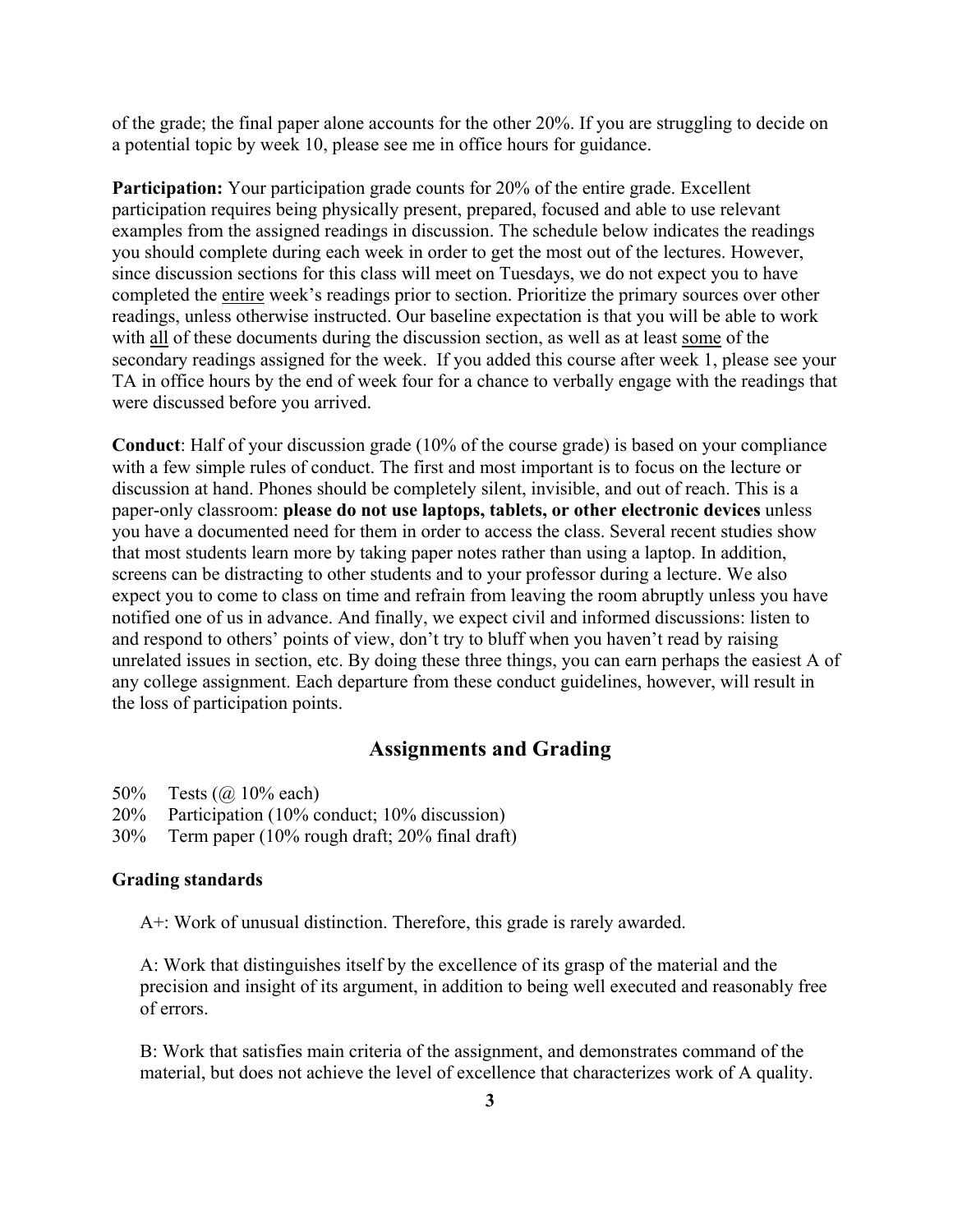of the grade; the final paper alone accounts for the other 20%. If you are struggling to decide on a potential topic by week 10, please see me in office hours for guidance.

**Participation:** Your participation grade counts for 20% of the entire grade. Excellent participation requires being physically present, prepared, focused and able to use relevant examples from the assigned readings in discussion. The schedule below indicates the readings you should complete during each week in order to get the most out of the lectures. However, since discussion sections for this class will meet on Tuesdays, we do not expect you to have completed the <u>entire</u> week's readings prior to section. Prioritize the primary sources over other readings, unless otherwise instructed. Our baseline expectation is that you will be able to work with <u>all</u> of these documents during the discussion section, as well as at least <u>some</u> of the secondary readings assigned for the week. If you added this course after week 1, please see your TA in office hours by the end of week four for a chance to verbally engage with the readings that were discussed before you arrived.

**Conduct**: Half of your discussion grade (10% of the course grade) is based on your compliance with a few simple rules of conduct. The first and most important is to focus on the lecture or discussion at hand. Phones should be completely silent, invisible, and out of reach. This is a paper-only classroom: **please do not use laptops, tablets, or other electronic devices** unless you have a documented need for them in order to access the class. Several recent studies show that most students learn more by taking paper notes rather than using a laptop. In addition, screens can be distracting to other students and to your professor during a lecture. We also expect you to come to class on time and refrain from leaving the room abruptly unless you have notified one of us in advance. And finally, we expect civil and informed discussions: listen to and respond to others' points of view, don't try to bluff when you haven't read by raising unrelated issues in section, etc. By doing these three things, you can earn perhaps the easiest A of any college assignment. Each departure from these conduct guidelines, however, will result in the loss of participation points.

## Assignments and Grading

50% Tests (@ 10% each)
20% Participation (10% conduct; 10% discussion)
30% Term paper (10% rough draft; 20% final draft)

**Grading standards**

A+: Work of unusual distinction. Therefore, this grade is rarely awarded.

A: Work that distinguishes itself by the excellence of its grasp of the material and the precision and insight of its argument, in addition to being well executed and reasonably free of errors.

B: Work that satisfies main criteria of the assignment, and demonstrates command of the material, but does not achieve the level of excellence that characterizes work of A quality.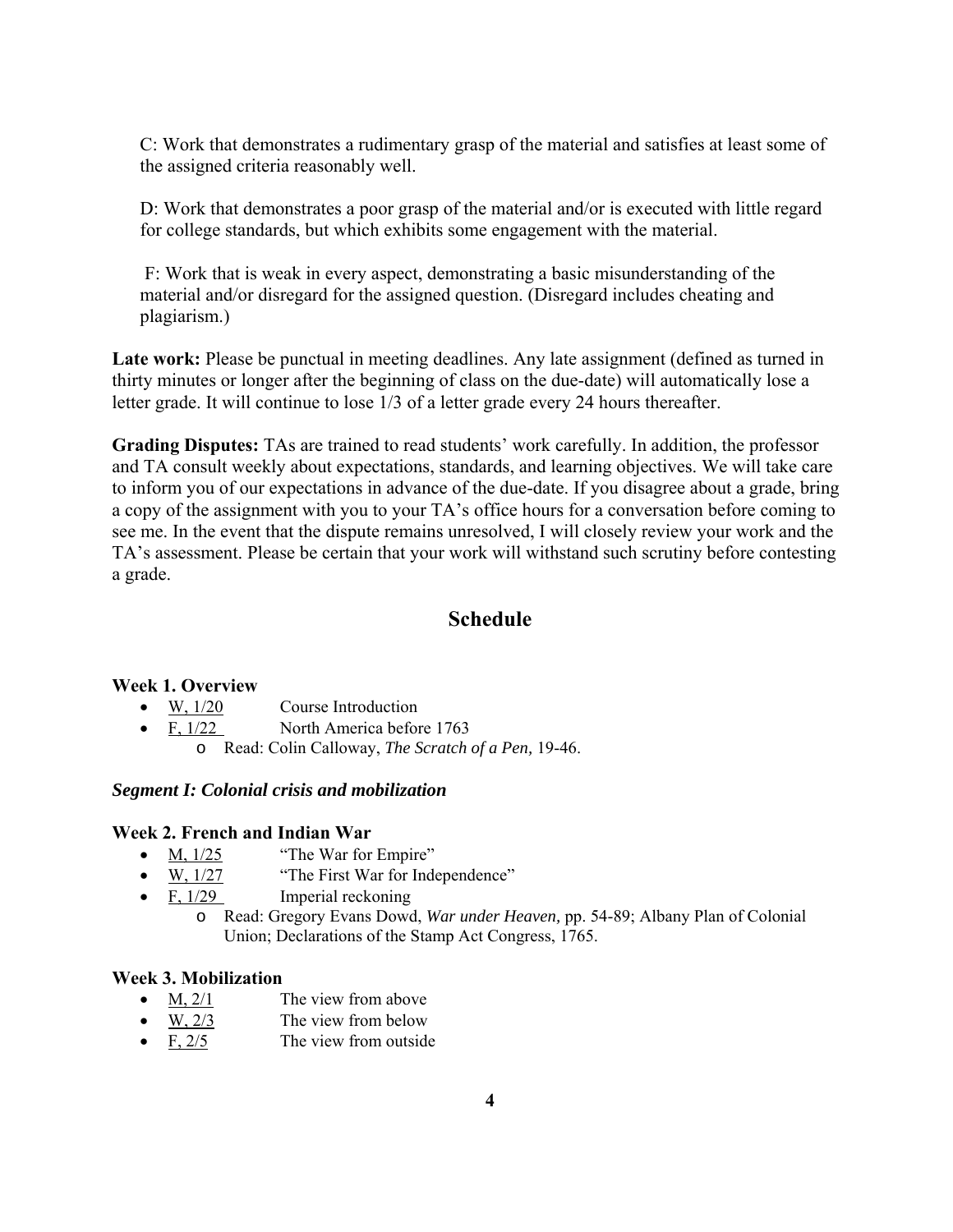C: Work that demonstrates a rudimentary grasp of the material and satisfies at least some of the assigned criteria reasonably well.

D: Work that demonstrates a poor grasp of the material and/or is executed with little regard for college standards, but which exhibits some engagement with the material.

F: Work that is weak in every aspect, demonstrating a basic misunderstanding of the material and/or disregard for the assigned question. (Disregard includes cheating and plagiarism.)

**Late work:** Please be punctual in meeting deadlines. Any late assignment (defined as turned in thirty minutes or longer after the beginning of class on the due-date) will automatically lose a letter grade. It will continue to lose 1/3 of a letter grade every 24 hours thereafter.

**Grading Disputes:** TAs are trained to read students' work carefully. In addition, the professor and TA consult weekly about expectations, standards, and learning objectives. We will take care to inform you of our expectations in advance of the due-date. If you disagree about a grade, bring a copy of the assignment with you to your TA's office hours for a conversation before coming to see me. In the event that the dispute remains unresolved, I will closely review your work and the TA's assessment. Please be certain that your work will withstand such scrutiny before contesting a grade.

## Schedule

### Week 1. Overview

- W, 1/20 Course Introduction
- F, 1/22 North America before 1763
  - Read: Colin Calloway, *The Scratch of a Pen,* 19-46.

***Segment I: Colonial crisis and mobilization***

### Week 2. French and Indian War

- M, 1/25 "The War for Empire"
- W, 1/27 "The First War for Independence"
- F, 1/29 Imperial reckoning
  - Read: Gregory Evans Dowd, *War under Heaven,* pp. 54-89; Albany Plan of Colonial Union; Declarations of the Stamp Act Congress, 1765.

### Week 3. Mobilization

- M, 2/1 The view from above
- W, 2/3 The view from below
- F, 2/5 The view from outside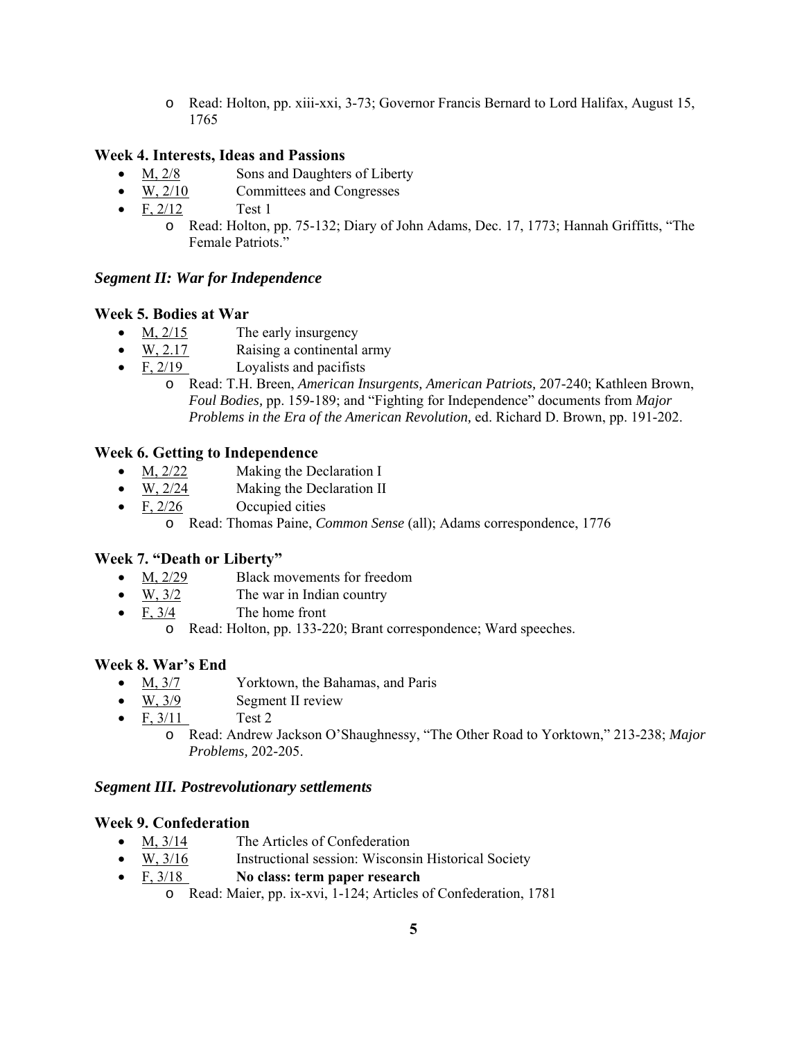- Read: Holton, pp. xiii-xxi, 3-73; Governor Francis Bernard to Lord Halifax, August 15, 1765

### Week 4. Interests, Ideas and Passions

- M, 2/8 Sons and Daughters of Liberty
- W, 2/10 Committees and Congresses
- F, 2/12 Test 1
    - Read: Holton, pp. 75-132; Diary of John Adams, Dec. 17, 1773; Hannah Griffitts, "The Female Patriots."

## *Segment II: War for Independence*

### Week 5. Bodies at War

- M, 2/15 The early insurgency
- W, 2.17 Raising a continental army
- F, 2/19 Loyalists and pacifists
    - Read: T.H. Breen, *American Insurgents, American Patriots,* 207-240; Kathleen Brown, *Foul Bodies,* pp. 159-189; and "Fighting for Independence" documents from *Major Problems in the Era of the American Revolution,* ed. Richard D. Brown, pp. 191-202.

### Week 6. Getting to Independence

- M, 2/22 Making the Declaration I
- W, 2/24 Making the Declaration II
- F, 2/26 Occupied cities
    - Read: Thomas Paine, *Common Sense* (all); Adams correspondence, 1776

### Week 7. "Death or Liberty"

- M, 2/29 Black movements for freedom
- W, 3/2 The war in Indian country
- F, 3/4 The home front
    - Read: Holton, pp. 133-220; Brant correspondence; Ward speeches.

### Week 8. War's End

- M, 3/7 Yorktown, the Bahamas, and Paris
- W, 3/9 Segment II review
- F, 3/11 Test 2
    - Read: Andrew Jackson O'Shaughnessy, "The Other Road to Yorktown," 213-238; *Major Problems,* 202-205.

## *Segment III. Postrevolutionary settlements*

### Week 9. Confederation

- M, 3/14 The Articles of Confederation
- W, 3/16 Instructional session: Wisconsin Historical Society
- F, 3/18 **No class: term paper research**
    - Read: Maier, pp. ix-xvi, 1-124; Articles of Confederation, 1781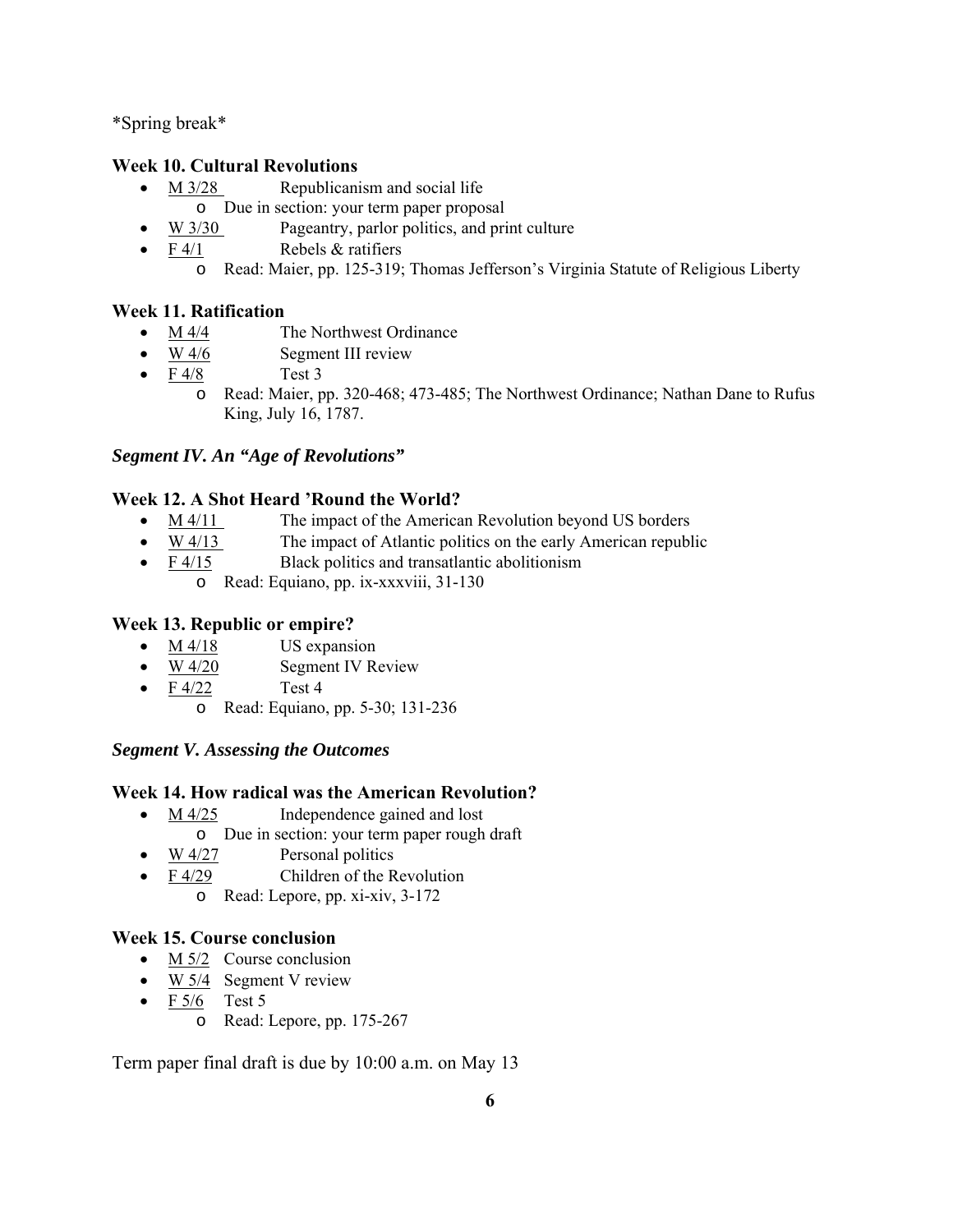*Spring break*

### Week 10. Cultural Revolutions

- M 3/28 Republicanism and social life
    - Due in section: your term paper proposal
- W 3/30 Pageantry, parlor politics, and print culture
- F 4/1 Rebels & ratifiers
    - Read: Maier, pp. 125-319; Thomas Jefferson's Virginia Statute of Religious Liberty

### Week 11. Ratification

- M 4/4 The Northwest Ordinance
- W 4/6 Segment III review
- F 4/8 Test 3
    - Read: Maier, pp. 320-468; 473-485; The Northwest Ordinance; Nathan Dane to Rufus King, July 16, 1787.

## *Segment IV. An "Age of Revolutions"*

### Week 12. A Shot Heard 'Round the World?

- M 4/11 The impact of the American Revolution beyond US borders
- W 4/13 The impact of Atlantic politics on the early American republic
- F 4/15 Black politics and transatlantic abolitionism
    - Read: Equiano, pp. ix-xxxviii, 31-130

### Week 13. Republic or empire?

- M 4/18 US expansion
- W 4/20 Segment IV Review
- F 4/22 Test 4
    - Read: Equiano, pp. 5-30; 131-236

## *Segment V. Assessing the Outcomes*

### Week 14. How radical was the American Revolution?

- M 4/25 Independence gained and lost
    - Due in section: your term paper rough draft
- W 4/27 Personal politics
- F 4/29 Children of the Revolution
    - Read: Lepore, pp. xi-xiv, 3-172

### Week 15. Course conclusion

- M 5/2 Course conclusion
- W 5/4 Segment V review
- F 5/6 Test 5
    - Read: Lepore, pp. 175-267

Term paper final draft is due by 10:00 a.m. on May 13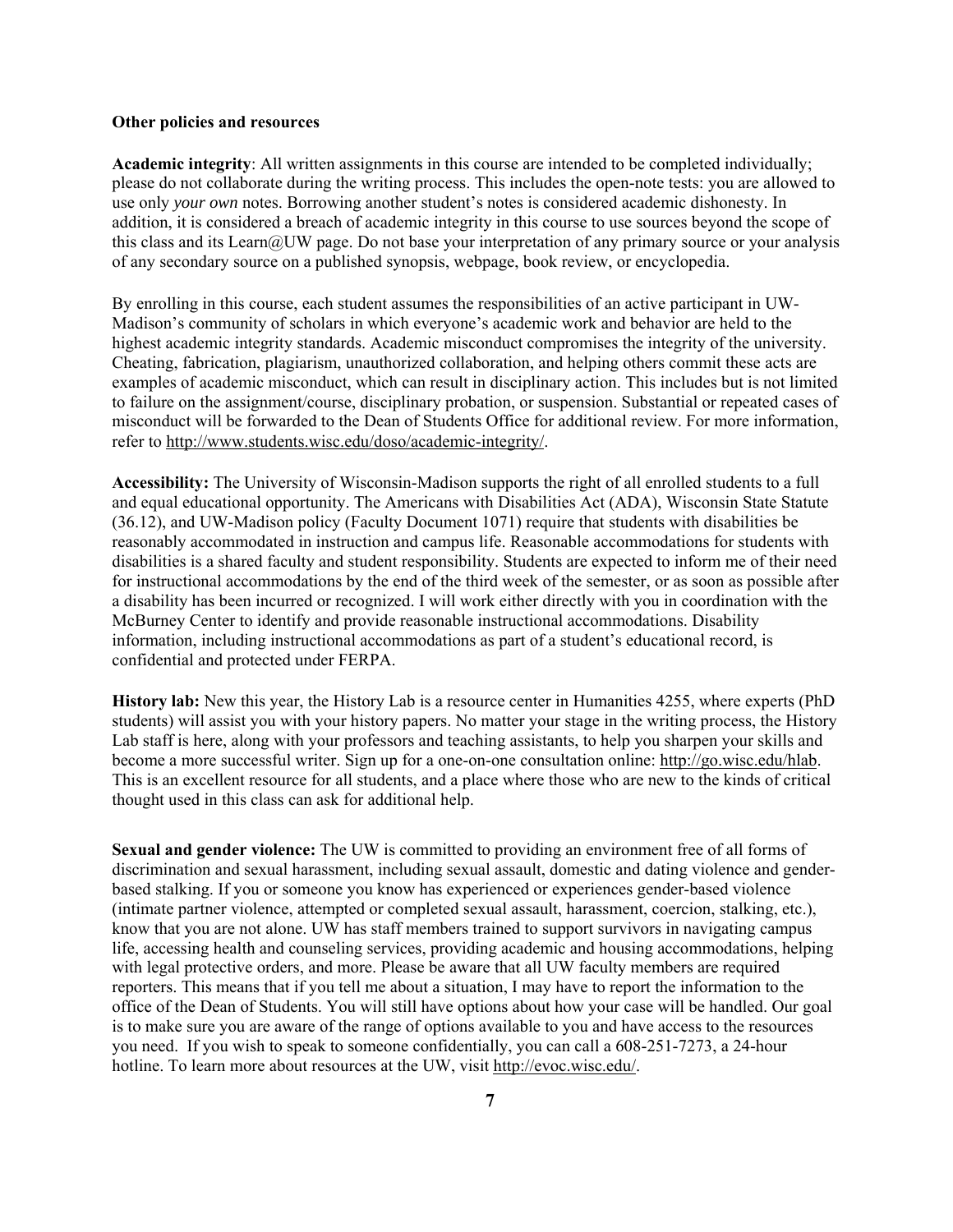**Other policies and resources**

**Academic integrity**: All written assignments in this course are intended to be completed individually; please do not collaborate during the writing process. This includes the open-note tests: you are allowed to use only *your own* notes. Borrowing another student's notes is considered academic dishonesty. In addition, it is considered a breach of academic integrity in this course to use sources beyond the scope of this class and its Learn@UW page. Do not base your interpretation of any primary source or your analysis of any secondary source on a published synopsis, webpage, book review, or encyclopedia.

By enrolling in this course, each student assumes the responsibilities of an active participant in UW-Madison's community of scholars in which everyone's academic work and behavior are held to the highest academic integrity standards. Academic misconduct compromises the integrity of the university. Cheating, fabrication, plagiarism, unauthorized collaboration, and helping others commit these acts are examples of academic misconduct, which can result in disciplinary action. This includes but is not limited to failure on the assignment/course, disciplinary probation, or suspension. Substantial or repeated cases of misconduct will be forwarded to the Dean of Students Office for additional review. For more information, refer to http://www.students.wisc.edu/doso/academic-integrity/.

**Accessibility:** The University of Wisconsin-Madison supports the right of all enrolled students to a full and equal educational opportunity. The Americans with Disabilities Act (ADA), Wisconsin State Statute (36.12), and UW-Madison policy (Faculty Document 1071) require that students with disabilities be reasonably accommodated in instruction and campus life. Reasonable accommodations for students with disabilities is a shared faculty and student responsibility. Students are expected to inform me of their need for instructional accommodations by the end of the third week of the semester, or as soon as possible after a disability has been incurred or recognized. I will work either directly with you in coordination with the McBurney Center to identify and provide reasonable instructional accommodations. Disability information, including instructional accommodations as part of a student's educational record, is confidential and protected under FERPA.

**History lab:** New this year, the History Lab is a resource center in Humanities 4255, where experts (PhD students) will assist you with your history papers. No matter your stage in the writing process, the History Lab staff is here, along with your professors and teaching assistants, to help you sharpen your skills and become a more successful writer. Sign up for a one-on-one consultation online: http://go.wisc.edu/hlab. This is an excellent resource for all students, and a place where those who are new to the kinds of critical thought used in this class can ask for additional help.

**Sexual and gender violence:** The UW is committed to providing an environment free of all forms of discrimination and sexual harassment, including sexual assault, domestic and dating violence and gender-based stalking. If you or someone you know has experienced or experiences gender-based violence (intimate partner violence, attempted or completed sexual assault, harassment, coercion, stalking, etc.), know that you are not alone. UW has staff members trained to support survivors in navigating campus life, accessing health and counseling services, providing academic and housing accommodations, helping with legal protective orders, and more. Please be aware that all UW faculty members are required reporters. This means that if you tell me about a situation, I may have to report the information to the office of the Dean of Students. You will still have options about how your case will be handled. Our goal is to make sure you are aware of the range of options available to you and have access to the resources you need. If you wish to speak to someone confidentially, you can call a 608-251-7273, a 24-hour hotline. To learn more about resources at the UW, visit http://evoc.wisc.edu/.